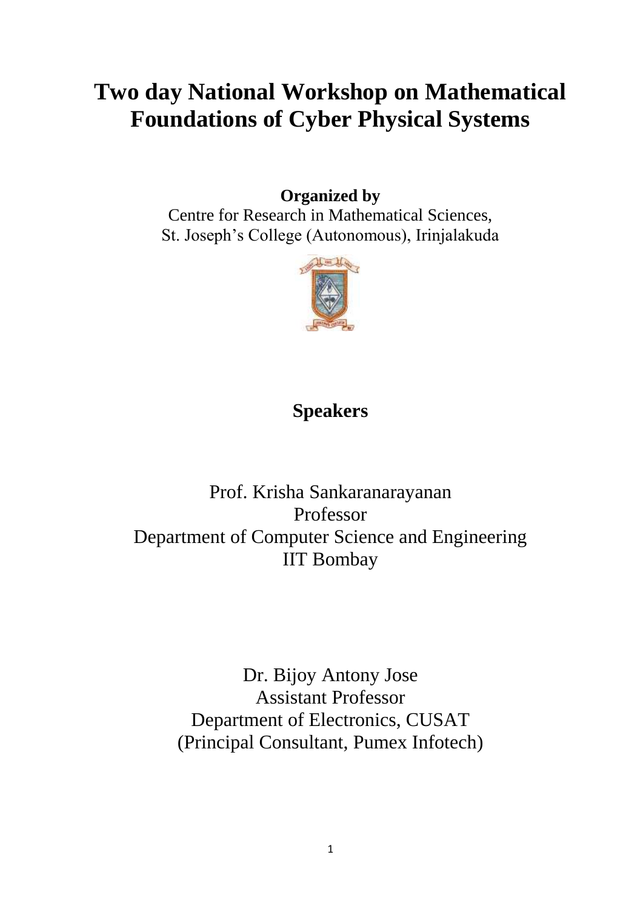# Two day National Workshop on Mathematical Foundations of Cyber Physical Systems

**Organized by**

Centre for Research in Mathematical Sciences,
St. Joseph's College (Autonomous), Irinjalakuda

## Speakers

Prof. Krisha Sankaranarayanan
Professor
Department of Computer Science and Engineering
IIT Bombay

Dr. Bijoy Antony Jose
Assistant Professor
Department of Electronics, CUSAT
(Principal Consultant, Pumex Infotech)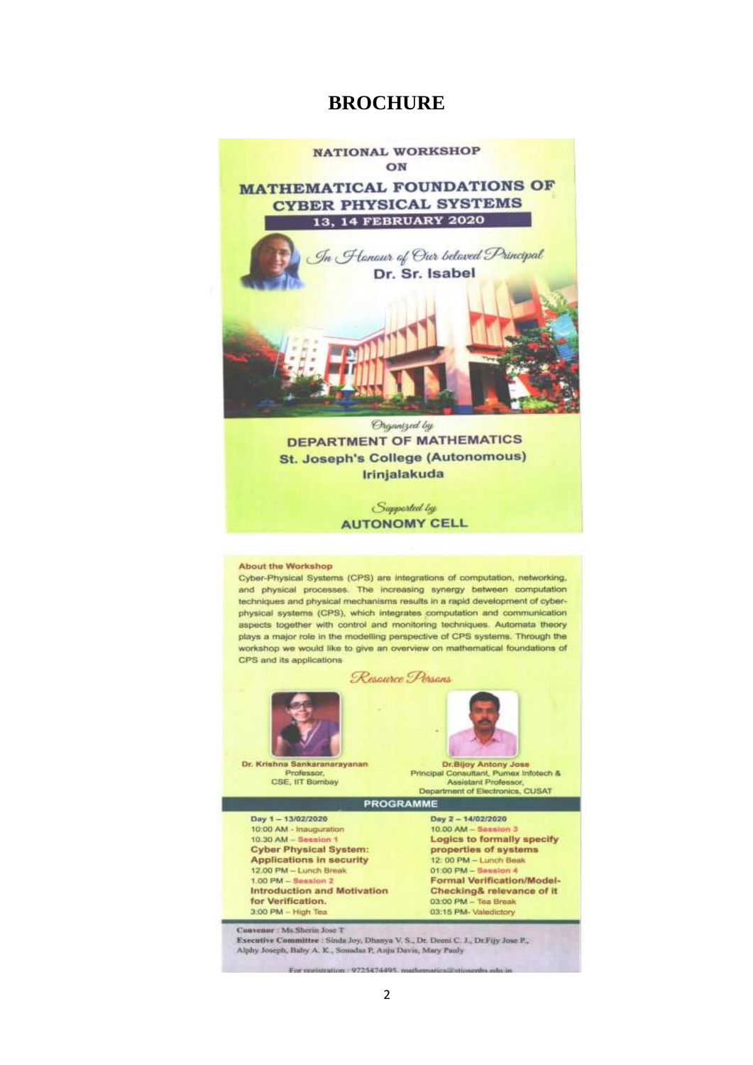# BROCHURE

## NATIONAL WORKSHOP ON

## MATHEMATICAL FOUNDATIONS OF CYBER PHYSICAL SYSTEMS

**13, 14 FEBRUARY 2020**

*In Honour of Our beloved Principal*

**Dr. Sr. Isabel**

*Organized by*

**DEPARTMENT OF MATHEMATICS**

**St. Joseph's College (Autonomous)**

**Irinjalakuda**

*Supported by*

**AUTONOMY CELL**

### About the Workshop

Cyber-Physical Systems (CPS) are integrations of computation, networking, and physical processes. The increasing synergy between computation techniques and physical mechanisms results in a rapid development of cyber-physical systems (CPS), which integrates computation and communication aspects together with control and monitoring techniques. Automata theory plays a major role in the modelling perspective of CPS systems. Through the workshop we would like to give an overview on mathematical foundations of CPS and its applications

### *Resource Persons*

**Dr. Krishna Sankaranarayanan**
Professor,
CSE, IIT Bombay

**Dr.Bijoy Antony Jose**
Principal Consultant, Pumex Infotech &
Assistant Professor,
Department of Electronics, CUSAT

### PROGRAMME

**Day 1 – 13/02/2020**

10:00 AM - Inauguration
10.30 AM – Session 1
**Cyber Physical System: Applications in security**
12.00 PM – Lunch Break
1.00 PM – Session 2
**Introduction and Motivation for Verification.**
3:00 PM – High Tea

**Day 2 – 14/02/2020**

10.00 AM – Session 3
**Logics to formally specify properties of systems**
12: 00 PM – Lunch Beak
01:00 PM – Session 4
**Formal Verification/Model-Checking& relevance of it**
03:00 PM – Tea Break
03:15 PM- Valedictory

**Convenor** : Ms.Sherin Jose T

**Executive Committee** : Sinda Joy, Dhanya V. S., Dr. Deeni C. J., Dr.Fijy Jose P., Alphy Joseph, Baby A. K., Sonadas P, Anju Davis, Mary Pauly

For registration : 9725474495, mathematics@stjosephs.edu.in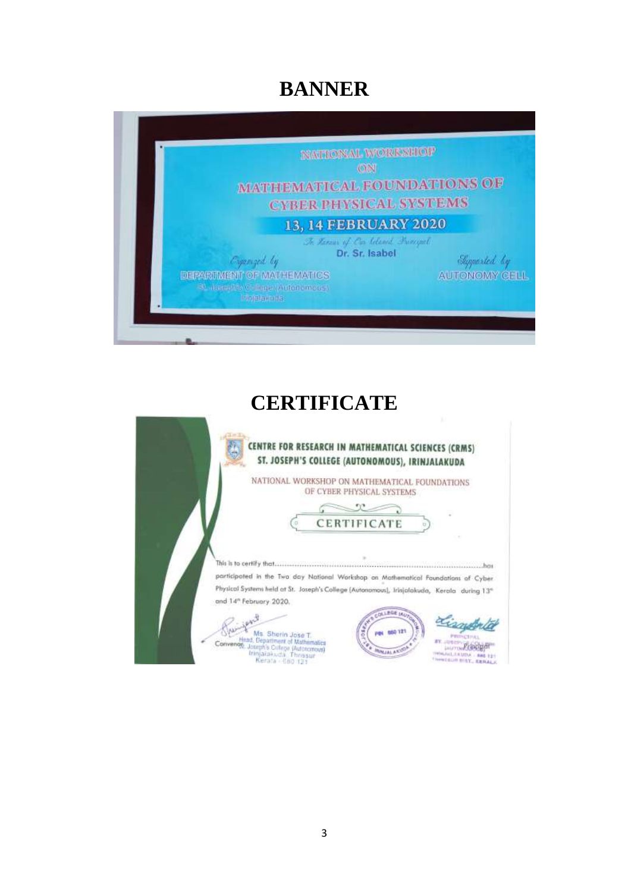# BANNER

NATIONAL WORKSHOP

ON

MATHEMATICAL FOUNDATIONS OF CYBER PHYSICAL SYSTEMS

13, 14 FEBRUARY 2020

In Honour of Our beloved Principal

Dr. Sr. Isabel

Organized by

DEPARTMENT OF MATHEMATICS

St. Joseph's College (Autonomous)

Irinjalakuda

Supported by

AUTONOMY CELL

# CERTIFICATE

CENTRE FOR RESEARCH IN MATHEMATICAL SCIENCES (CRMS)

ST. JOSEPH'S COLLEGE (AUTONOMOUS), IRINJALAKUDA

NATIONAL WORKSHOP ON MATHEMATICAL FOUNDATIONS OF CYBER PHYSICAL SYSTEMS

CERTIFICATE

This is to certify that.......................................................................................has participated in the Two day National Workshop on Mathematical Foundations of Cyber Physical Systems held at St. Joseph's College (Autonomous), Irinjalakuda, Kerala during 13th and 14th February 2020.

Convenor

Ms. Sherin Jose T.
Head, Department of Mathematics
St. Joseph's College (Autonomous)
Irinjalakuda, Thrissur
Kerala - 680 121

Principal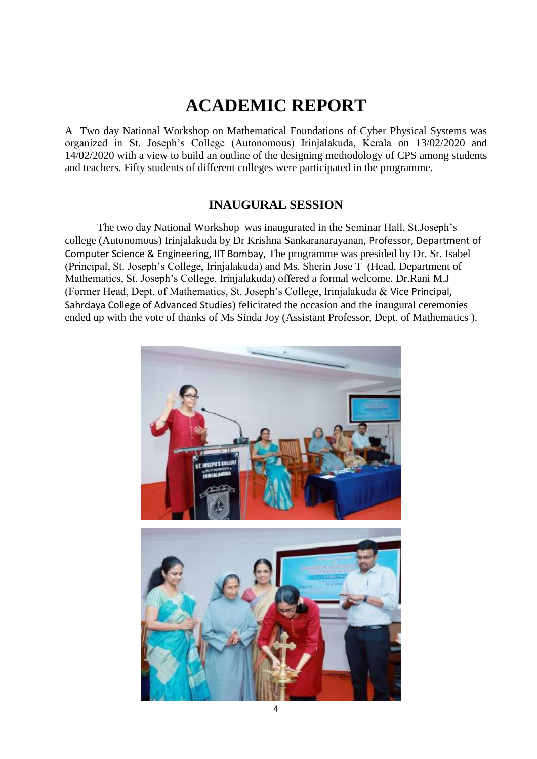# ACADEMIC REPORT

A Two day National Workshop on Mathematical Foundations of Cyber Physical Systems was organized in St. Joseph's College (Autonomous) Irinjalakuda, Kerala on 13/02/2020 and 14/02/2020 with a view to build an outline of the designing methodology of CPS among students and teachers. Fifty students of different colleges were participated in the programme.

## INAUGURAL SESSION

The two day National Workshop was inaugurated in the Seminar Hall, St.Joseph's college (Autonomous) Irinjalakuda by Dr Krishna Sankaranarayanan, Professor, Department of Computer Science & Engineering, IIT Bombay, The programme was presided by Dr. Sr. Isabel (Principal, St. Joseph's College, Irinjalakuda) and Ms. Sherin Jose T (Head, Department of Mathematics, St. Joseph's College, Irinjalakuda) offered a formal welcome. Dr.Rani M.J (Former Head, Dept. of Mathematics, St. Joseph's College, Irinjalakuda & Vice Principal, Sahrdaya College of Advanced Studies) felicitated the occasion and the inaugural ceremonies ended up with the vote of thanks of Ms Sinda Joy (Assistant Professor, Dept. of Mathematics ).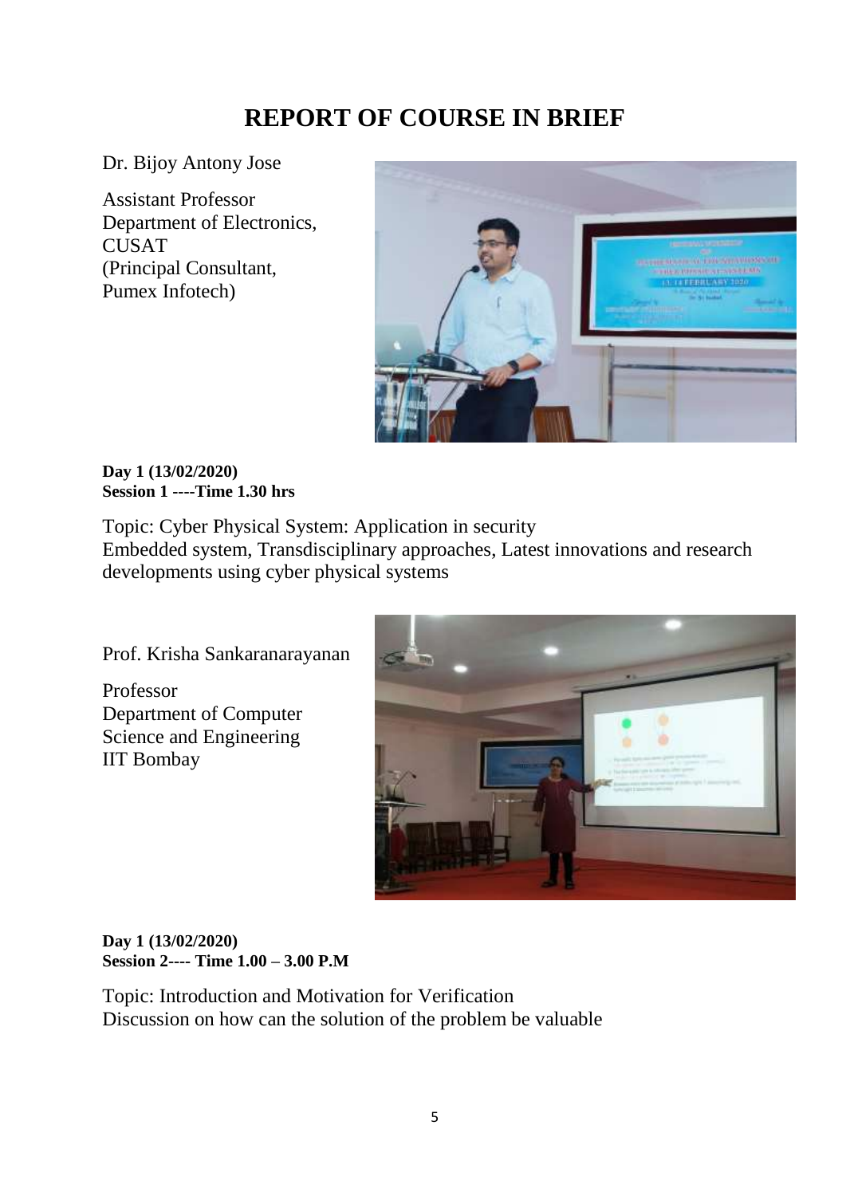# REPORT OF COURSE IN BRIEF

Dr. Bijoy Antony Jose

Assistant Professor
Department of Electronics,
CUSAT
(Principal Consultant,
Pumex Infotech)

**Day 1 (13/02/2020)**
**Session 1 ----Time 1.30 hrs**

Topic: Cyber Physical System: Application in security
Embedded system, Transdisciplinary approaches, Latest innovations and research developments using cyber physical systems

Prof. Krisha Sankaranarayanan

Professor
Department of Computer Science and Engineering
IIT Bombay

**Day 1 (13/02/2020)**
**Session 2---- Time 1.00 – 3.00 P.M**

Topic: Introduction and Motivation for Verification
Discussion on how can the solution of the problem be valuable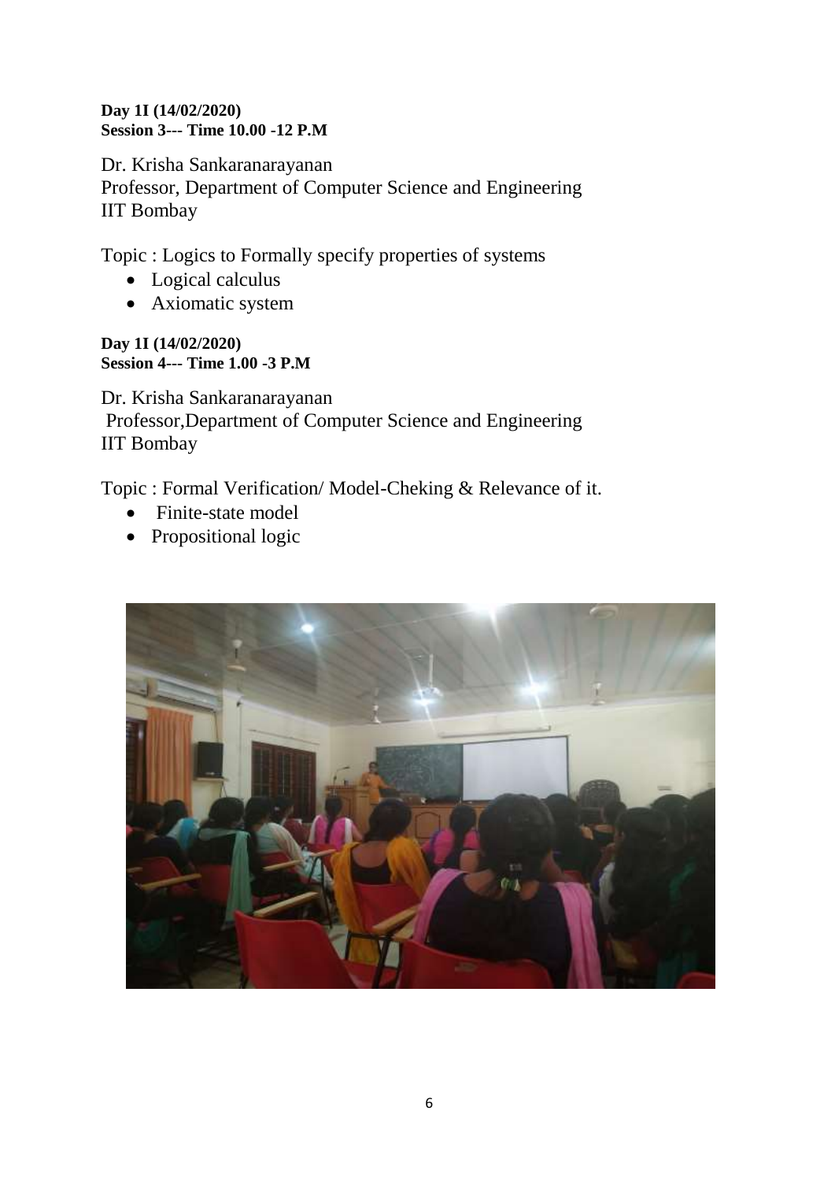**Day 1I (14/02/2020)**
**Session 3--- Time 10.00 -12 P.M**

Dr. Krisha Sankaranarayanan
Professor, Department of Computer Science and Engineering
IIT Bombay

Topic : Logics to Formally specify properties of systems

- Logical calculus
- Axiomatic system

**Day 1I (14/02/2020)**
**Session 4--- Time 1.00 -3 P.M**

Dr. Krisha Sankaranarayanan
Professor,Department of Computer Science and Engineering
IIT Bombay

Topic : Formal Verification/ Model-Cheking & Relevance of it.

- Finite-state model
- Propositional logic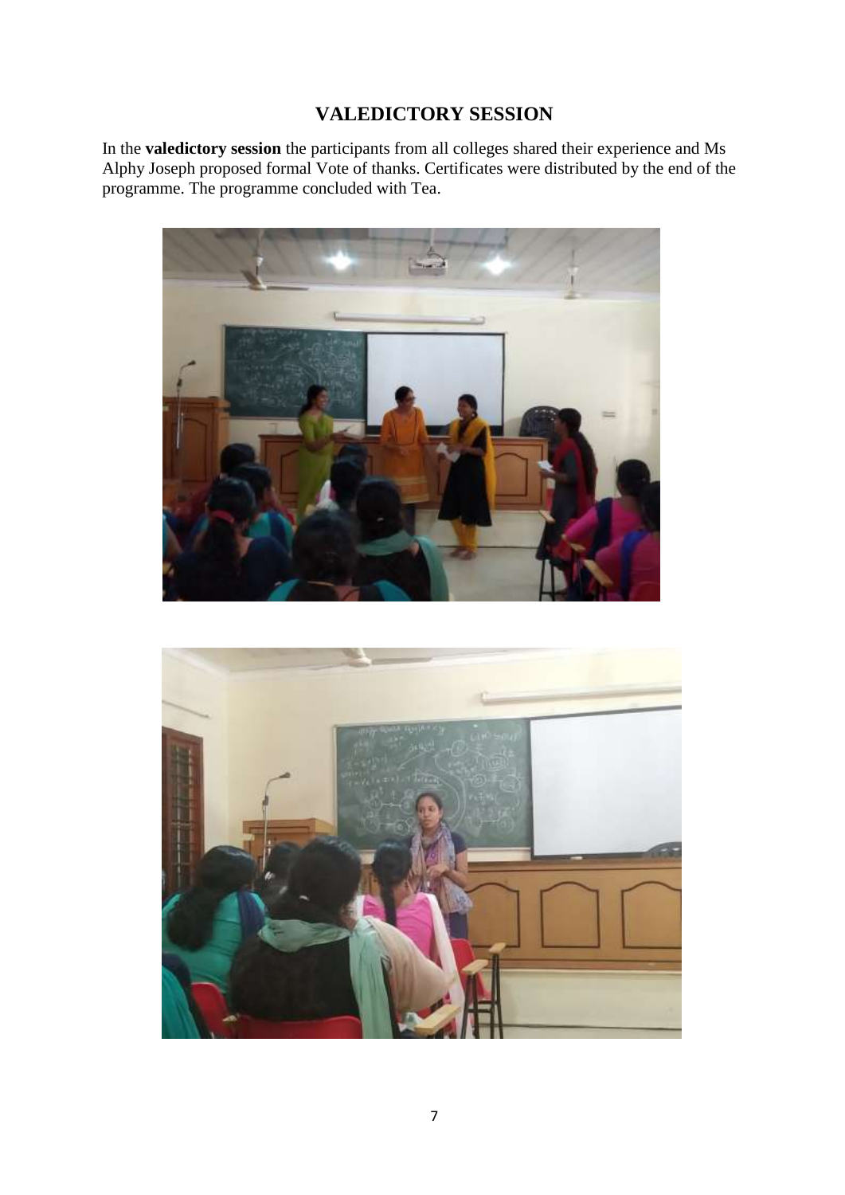# VALEDICTORY SESSION

In the **valedictory session** the participants from all colleges shared their experience and Ms Alphy Joseph proposed formal Vote of thanks. Certificates were distributed by the end of the programme. The programme concluded with Tea.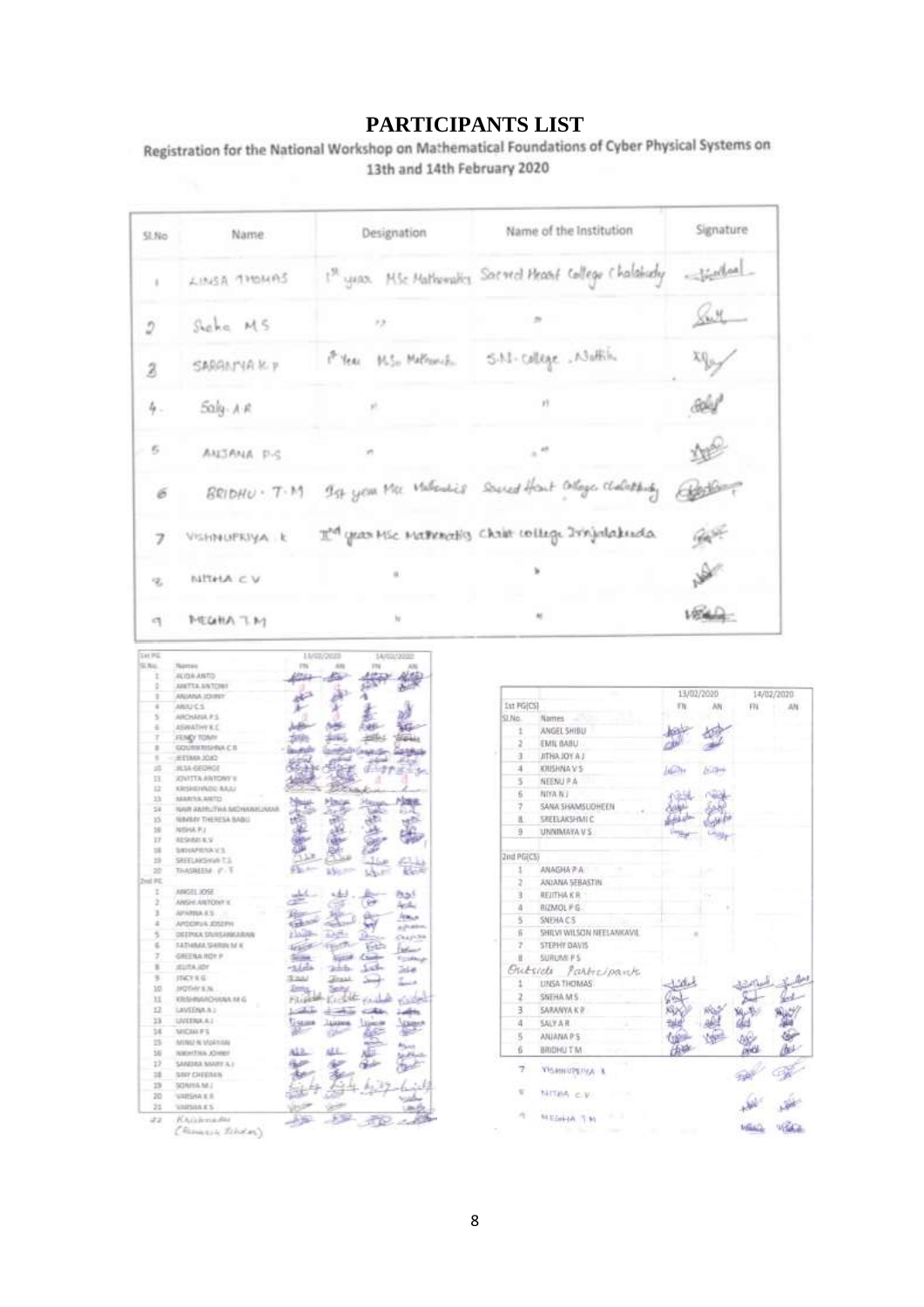# PARTICIPANTS LIST

Registration for the National Workshop on Mathematical Foundations of Cyber Physical Systems on 13th and 14th February 2020

| Sl.No | Name | Designation | Name of the Institution | Signature |
|---|---|---|---|---|
| 1 | LINSA THOMAS | 1st year MSc Mathematics | Sacred Heart College Chalakudy | |
| 2 | Sneha MS | " | " | |
| 3 | SARANYA K P | 1st Year M.Sc Mathematics | S.N. College, Nattika | |
| 4 | Saly A R | " | " | |
| 5 | ANJANA P S | " | " | |
| 6 | BRIDHU T M | 1st year MSc Mathematics | Sacred Heart College Chalakudy | |
| 7 | VISHNUPRIYA K | IInd year MSc Mathematics | Christ College Irinjalakuda | |
| 8 | NITHA C V | " | " | |
| 9 | MEGHA T M | " | " | |

| Sl.No. | Names | 13/02/2020 FN | 13/02/2020 AN | 14/02/2020 FN | 14/02/2020 AN |
|---|---|---|---|---|---|
| 1st PG | | | | | |
| 1 | ALISHA ANTO | | | | |
| 2 | ANITTA ANTONY | | | | |
| 3 | ANJANA JOHNY | | | | |
| 4 | ANJU C S | | | | |
| 5 | ARCHANA P S | | | | |
| 6 | ASWATHY K C | | | | |
| 7 | FENCY TOMY | | | | |
| 8 | GOURIKRISHNA C R | | | | |
| 9 | JEESMA JOJO | | | | |
| 10 | JILSA GEORGE | | | | |
| 11 | JOVITTA ANTONY V | | | | |
| 12 | KRISHENDU RAJU | | | | |
| 13 | MARIYA ANTO | | | | |
| 14 | NAIR AMRUTHA MOHANKUMAR | | | | |
| 15 | NIMMY THERESA BABU | | | | |
| 16 | NISHA P J | | | | |
| 17 | RESHMI K V | | | | |
| 18 | SIKHAPRIYA V S | | | | |
| 19 | SREELAKSHMI T S | | | | |
| 20 | THASNEEM | | | | |
| 2nd PG | | | | | |
| 1 | ANGEL JOSE | | | | |
| 2 | ANISHI ANTONY K | | | | |
| 3 | APARNA K S | | | | |
| 4 | APOORVA JOSEPH | | | | |
| 5 | DEEPIKA SIVASANKARAN | | | | |
| 6 | FATHIMA SHIRIN M K | | | | |
| 7 | GREENA ROY P | | | | |
| 8 | JEJITA JOY | | | | |
| 9 | JINCY K G | | | | |
| 10 | JYOTHY K N | | | | |
| 11 | KRISHNARCHANA M G | | | | |
| 12 | LAVEENA A J | | | | |
| 13 | LIVEENA A J | | | | |
| 14 | MICHA P S | | | | |
| 15 | MINU N VIJAYAN | | | | |
| 16 | NIKHITHA JOHNY | | | | |
| 17 | SANDRA MARY A J | | | | |
| 18 | SINY CHEERAN | | | | |
| 19 | SONIYA M J | | | | |
| 20 | VARSHA K R | | | | |
| 21 | VARSHA K S | | | | |
| 22 | Krishnendhu (Research Scholar) | | | | |

| Sl.No. | Names | 13/02/2020 FN | 13/02/2020 AN | 14/02/2020 FN | 14/02/2020 AN |
|---|---|---|---|---|---|
| 1st PG(CS) | | | | | |
| 1 | ANGEL SHIBU | | | | |
| 2 | EMIL BABU | | | | |
| 3 | JITHA JOY A J | | | | |
| 4 | KRISHNA V S | | | | |
| 5 | NEENU P A | | | | |
| 6 | NIYA N J | | | | |
| 7 | SANA SHAMSUDHEEN | | | | |
| 8 | SREELAKSHMI C | | | | |
| 9 | UNNIMAYA V S | | | | |
| 2nd PG(CS) | | | | | |
| 1 | ANAGHA P A | | | | |
| 2 | ANJANA SEBASTIN | | | | |
| 3 | REJITHA K R | | | | |
| 4 | RIZMOL P G | | | | |
| 5 | SNEHA C S | | | | |
| 6 | SHILVI WILSON NEELANKAVIL | | | | |
| 7 | STEPHY DAVIS | | | | |
| 8 | SURUMI P S | | | | |
| Outside Participants | | | | | |
| 1 | LINSA THOMAS | | | | |
| 2 | SNEHA M S | | | | |
| 3 | SARANYA K P | | | | |
| 4 | SALY A R | | | | |
| 5 | ANJANA P S | | | | |
| 6 | BRIDHU T M | | | | |
| 7 | VISHNUPRIYA K | | | | |
| 8 | NITHA C V | | | | |
| 9 | MEGHA T M | | | | |